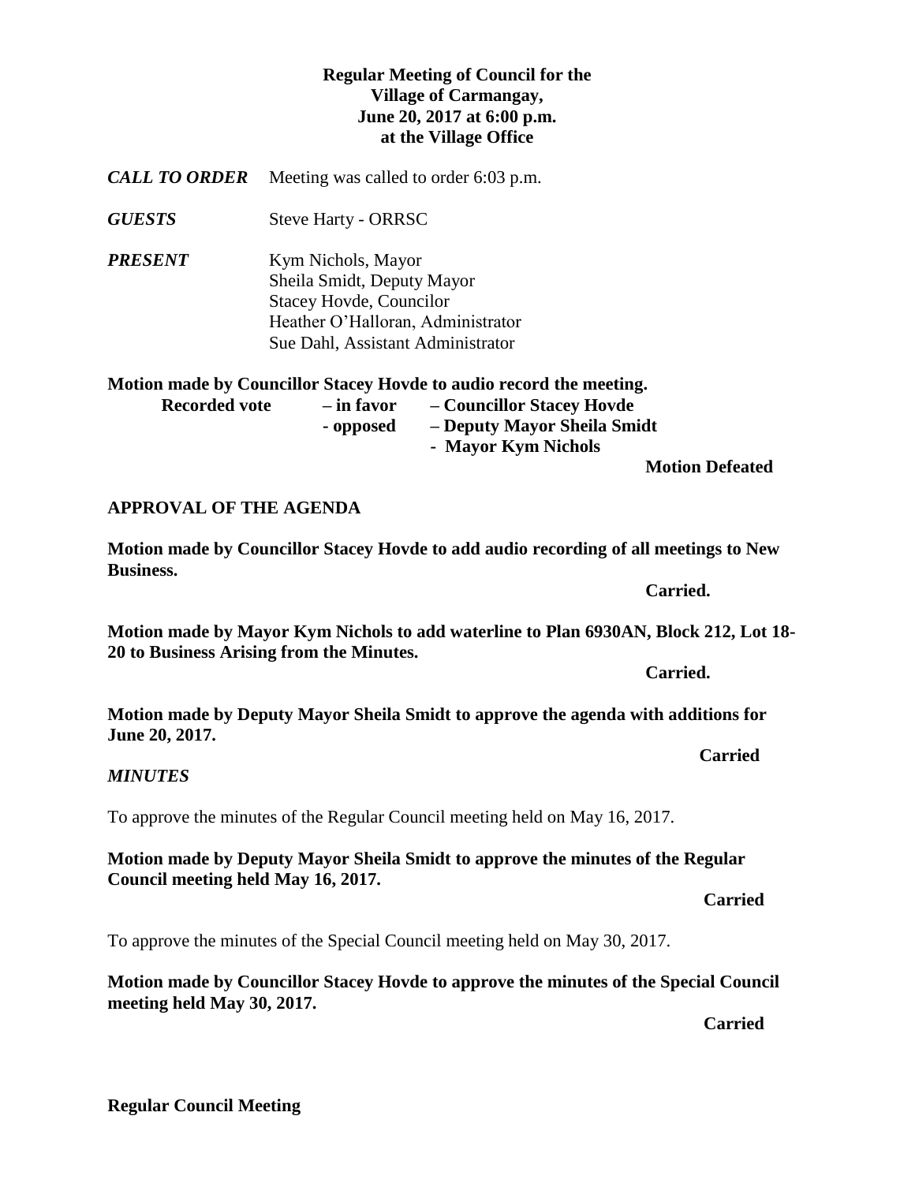**Regular Meeting of Council for the**
**Village of Carmangay,**
**June 20, 2017 at 6:00 p.m.**
**at the Village Office**

***CALL TO ORDER*** Meeting was called to order 6:03 p.m.

***GUESTS*** Steve Harty - ORRSC

***PRESENT*** Kym Nichols, Mayor
Sheila Smidt, Deputy Mayor
Stacey Hovde, Councilor
Heather O'Halloran, Administrator
Sue Dahl, Assistant Administrator

**Motion made by Councillor Stacey Hovde to audio record the meeting.**

**Recorded vote – in favor – Councillor Stacey Hovde**
**- opposed – Deputy Mayor Sheila Smidt**
**- Mayor Kym Nichols**

**Motion Defeated**

**APPROVAL OF THE AGENDA**

**Motion made by Councillor Stacey Hovde to add audio recording of all meetings to New Business.**

**Carried.**

**Motion made by Mayor Kym Nichols to add waterline to Plan 6930AN, Block 212, Lot 18-20 to Business Arising from the Minutes.**

**Carried.**

**Motion made by Deputy Mayor Sheila Smidt to approve the agenda with additions for June 20, 2017.**

**Carried**

***MINUTES***

To approve the minutes of the Regular Council meeting held on May 16, 2017.

**Motion made by Deputy Mayor Sheila Smidt to approve the minutes of the Regular Council meeting held May 16, 2017.**

**Carried**

To approve the minutes of the Special Council meeting held on May 30, 2017.

**Motion made by Councillor Stacey Hovde to approve the minutes of the Special Council meeting held May 30, 2017.**

**Carried**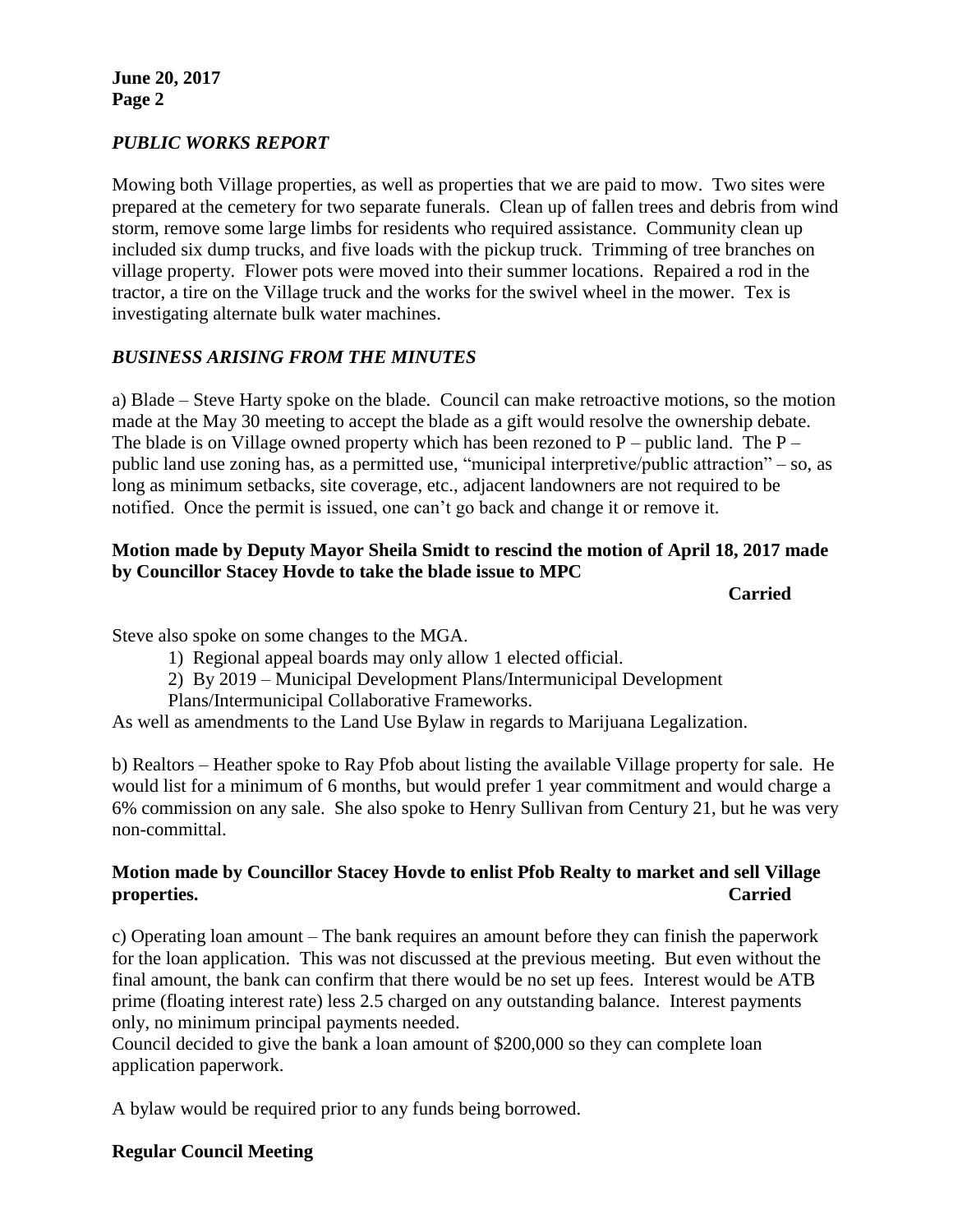## *PUBLIC WORKS REPORT*

Mowing both Village properties, as well as properties that we are paid to mow. Two sites were prepared at the cemetery for two separate funerals. Clean up of fallen trees and debris from wind storm, remove some large limbs for residents who required assistance. Community clean up included six dump trucks, and five loads with the pickup truck. Trimming of tree branches on village property. Flower pots were moved into their summer locations. Repaired a rod in the tractor, a tire on the Village truck and the works for the swivel wheel in the mower. Tex is investigating alternate bulk water machines.

## *BUSINESS ARISING FROM THE MINUTES*

a) Blade – Steve Harty spoke on the blade. Council can make retroactive motions, so the motion made at the May 30 meeting to accept the blade as a gift would resolve the ownership debate. The blade is on Village owned property which has been rezoned to P – public land. The P – public land use zoning has, as a permitted use, "municipal interpretive/public attraction" – so, as long as minimum setbacks, site coverage, etc., adjacent landowners are not required to be notified. Once the permit is issued, one can't go back and change it or remove it.

**Motion made by Deputy Mayor Sheila Smidt to rescind the motion of April 18, 2017 made by Councillor Stacey Hovde to take the blade issue to MPC**

**Carried**

Steve also spoke on some changes to the MGA.

1) Regional appeal boards may only allow 1 elected official.
2) By 2019 – Municipal Development Plans/Intermunicipal Development Plans/Intermunicipal Collaborative Frameworks.

As well as amendments to the Land Use Bylaw in regards to Marijuana Legalization.

b) Realtors – Heather spoke to Ray Pfob about listing the available Village property for sale. He would list for a minimum of 6 months, but would prefer 1 year commitment and would charge a 6% commission on any sale. She also spoke to Henry Sullivan from Century 21, but he was very non-committal.

**Motion made by Councillor Stacey Hovde to enlist Pfob Realty to market and sell Village properties. Carried**

c) Operating loan amount – The bank requires an amount before they can finish the paperwork for the loan application. This was not discussed at the previous meeting. But even without the final amount, the bank can confirm that there would be no set up fees. Interest would be ATB prime (floating interest rate) less 2.5 charged on any outstanding balance. Interest payments only, no minimum principal payments needed.

Council decided to give the bank a loan amount of $200,000 so they can complete loan application paperwork.

A bylaw would be required prior to any funds being borrowed.

**Regular Council Meeting**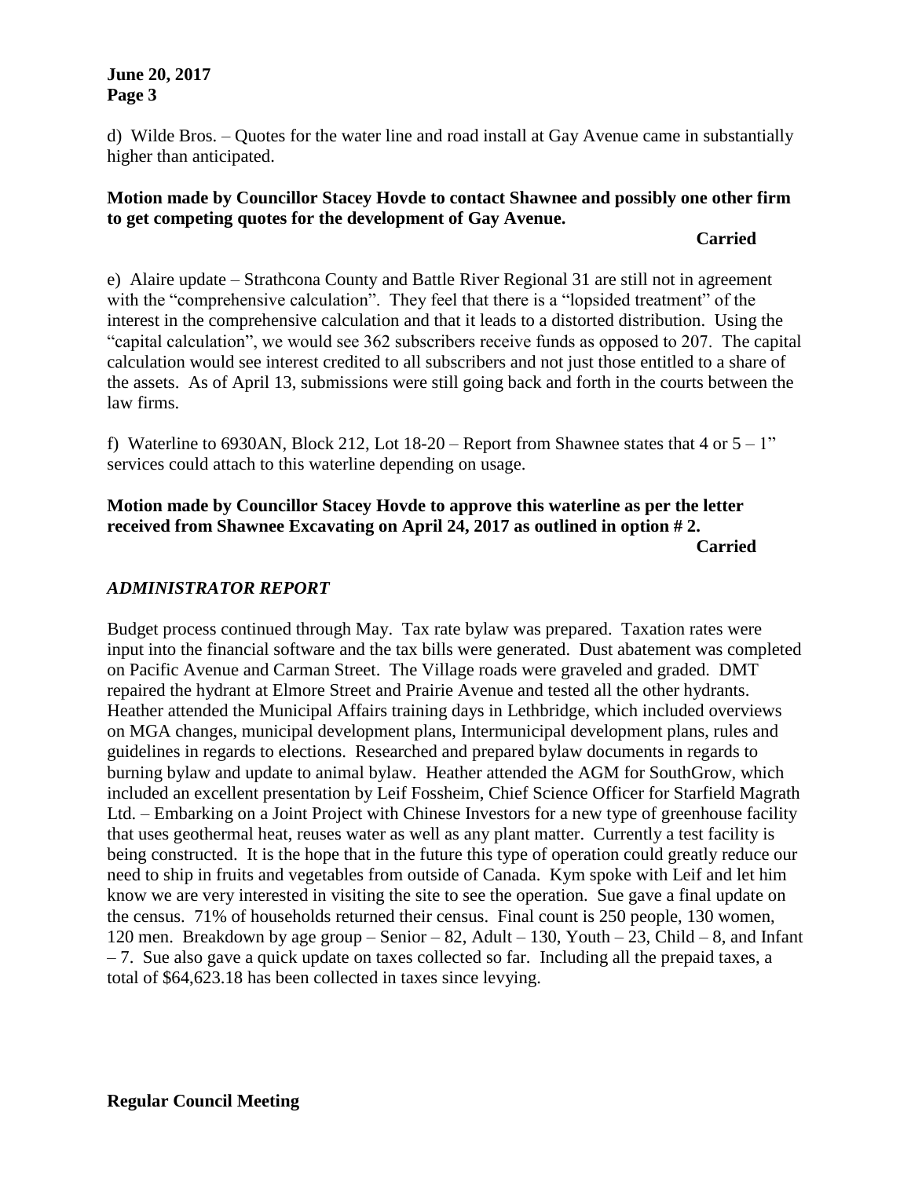d) Wilde Bros. – Quotes for the water line and road install at Gay Avenue came in substantially higher than anticipated.

**Motion made by Councillor Stacey Hovde to contact Shawnee and possibly one other firm to get competing quotes for the development of Gay Avenue.**

**Carried**

e) Alaire update – Strathcona County and Battle River Regional 31 are still not in agreement with the "comprehensive calculation". They feel that there is a "lopsided treatment" of the interest in the comprehensive calculation and that it leads to a distorted distribution. Using the "capital calculation", we would see 362 subscribers receive funds as opposed to 207. The capital calculation would see interest credited to all subscribers and not just those entitled to a share of the assets. As of April 13, submissions were still going back and forth in the courts between the law firms.

f) Waterline to 6930AN, Block 212, Lot 18-20 – Report from Shawnee states that 4 or 5 – 1" services could attach to this waterline depending on usage.

**Motion made by Councillor Stacey Hovde to approve this waterline as per the letter received from Shawnee Excavating on April 24, 2017 as outlined in option # 2.**

**Carried**

## *ADMINISTRATOR REPORT*

Budget process continued through May. Tax rate bylaw was prepared. Taxation rates were input into the financial software and the tax bills were generated. Dust abatement was completed on Pacific Avenue and Carman Street. The Village roads were graveled and graded. DMT repaired the hydrant at Elmore Street and Prairie Avenue and tested all the other hydrants. Heather attended the Municipal Affairs training days in Lethbridge, which included overviews on MGA changes, municipal development plans, Intermunicipal development plans, rules and guidelines in regards to elections. Researched and prepared bylaw documents in regards to burning bylaw and update to animal bylaw. Heather attended the AGM for SouthGrow, which included an excellent presentation by Leif Fossheim, Chief Science Officer for Starfield Magrath Ltd. – Embarking on a Joint Project with Chinese Investors for a new type of greenhouse facility that uses geothermal heat, reuses water as well as any plant matter. Currently a test facility is being constructed. It is the hope that in the future this type of operation could greatly reduce our need to ship in fruits and vegetables from outside of Canada. Kym spoke with Leif and let him know we are very interested in visiting the site to see the operation. Sue gave a final update on the census. 71% of households returned their census. Final count is 250 people, 130 women, 120 men. Breakdown by age group – Senior – 82, Adult – 130, Youth – 23, Child – 8, and Infant – 7. Sue also gave a quick update on taxes collected so far. Including all the prepaid taxes, a total of $64,623.18 has been collected in taxes since levying.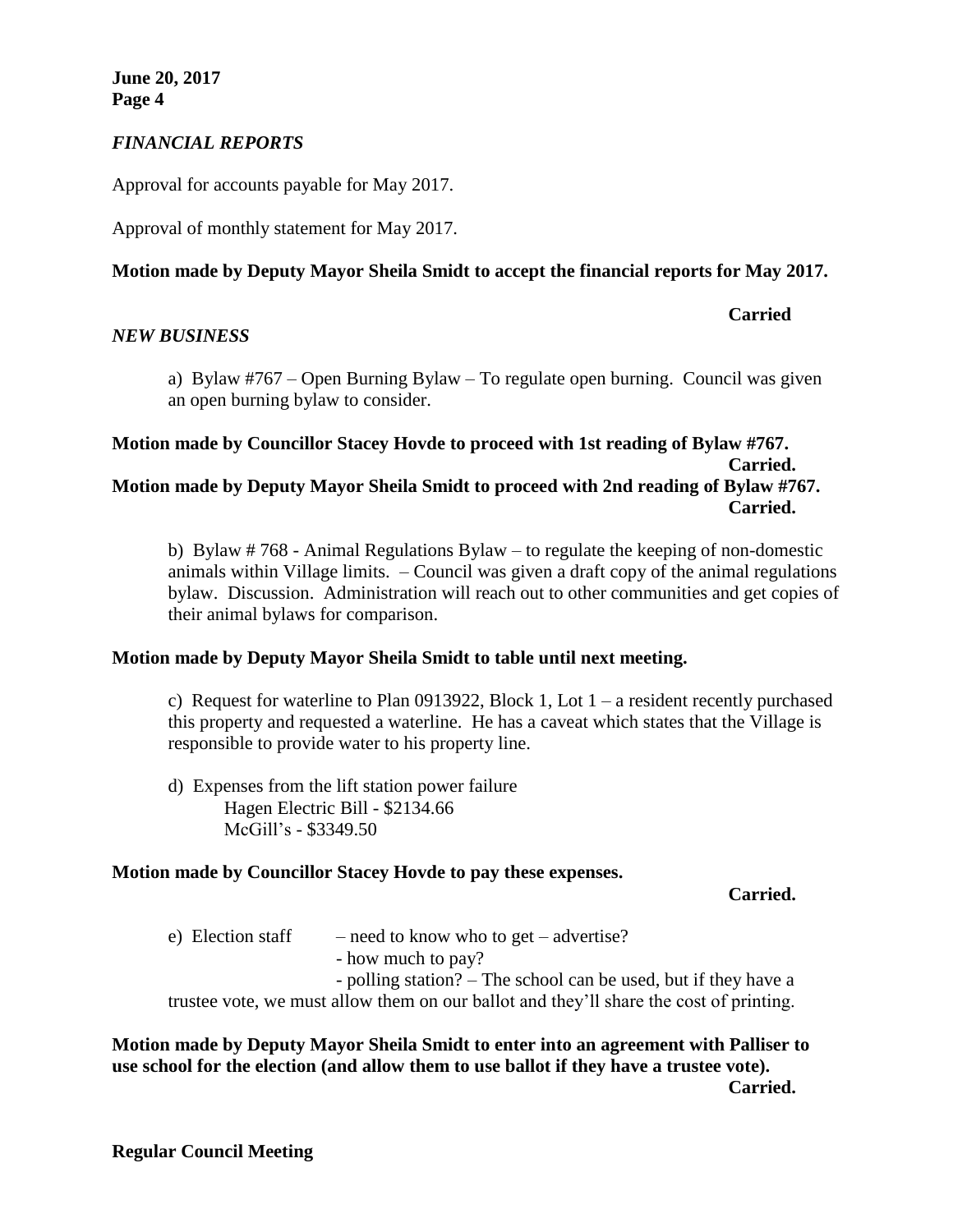### *FINANCIAL REPORTS*

Approval for accounts payable for May 2017.

Approval of monthly statement for May 2017.

**Motion made by Deputy Mayor Sheila Smidt to accept the financial reports for May 2017.**

**Carried**

### *NEW BUSINESS*

a) Bylaw #767 – Open Burning Bylaw – To regulate open burning. Council was given an open burning bylaw to consider.

**Motion made by Councillor Stacey Hovde to proceed with 1st reading of Bylaw #767.**
**Carried.**

**Motion made by Deputy Mayor Sheila Smidt to proceed with 2nd reading of Bylaw #767.**
**Carried.**

b) Bylaw # 768 - Animal Regulations Bylaw – to regulate the keeping of non-domestic animals within Village limits. – Council was given a draft copy of the animal regulations bylaw. Discussion. Administration will reach out to other communities and get copies of their animal bylaws for comparison.

**Motion made by Deputy Mayor Sheila Smidt to table until next meeting.**

c) Request for waterline to Plan 0913922, Block 1, Lot 1 – a resident recently purchased this property and requested a waterline. He has a caveat which states that the Village is responsible to provide water to his property line.

d) Expenses from the lift station power failure
Hagen Electric Bill - $2134.66
McGill's - $3349.50

**Motion made by Councillor Stacey Hovde to pay these expenses.**

**Carried.**

e) Election staff – need to know who to get – advertise?
- how much to pay?
- polling station? – The school can be used, but if they have a trustee vote, we must allow them on our ballot and they'll share the cost of printing.

**Motion made by Deputy Mayor Sheila Smidt to enter into an agreement with Palliser to use school for the election (and allow them to use ballot if they have a trustee vote).**
**Carried.**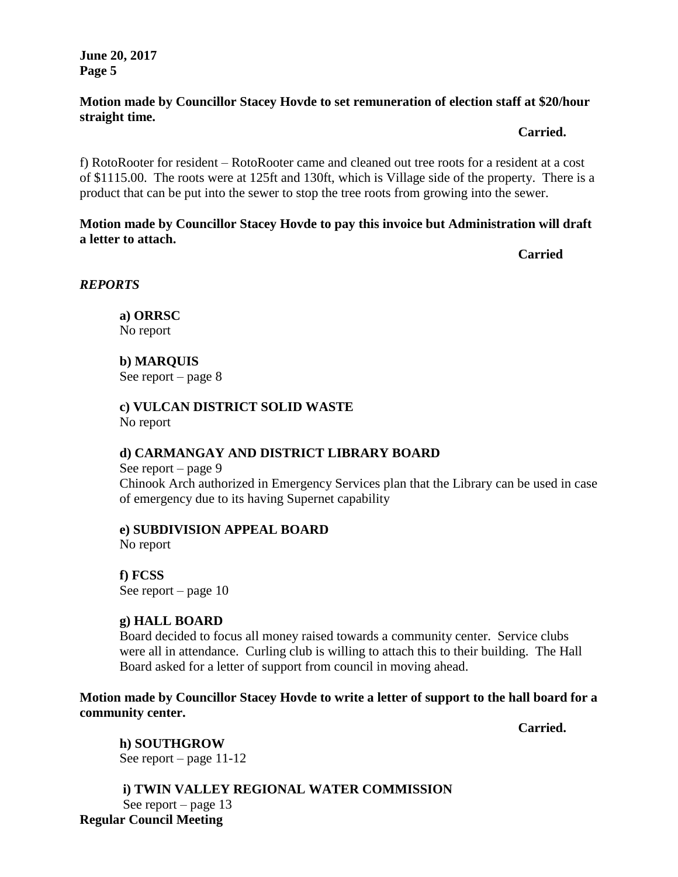**Motion made by Councillor Stacey Hovde to set remuneration of election staff at $20/hour straight time.**

**Carried.**

f) RotoRooter for resident – RotoRooter came and cleaned out tree roots for a resident at a cost of $1115.00. The roots were at 125ft and 130ft, which is Village side of the property. There is a product that can be put into the sewer to stop the tree roots from growing into the sewer.

**Motion made by Councillor Stacey Hovde to pay this invoice but Administration will draft a letter to attach.**

**Carried**

***REPORTS***

**a) ORRSC**
No report

**b) MARQUIS**
See report – page 8

**c) VULCAN DISTRICT SOLID WASTE**
No report

**d) CARMANGAY AND DISTRICT LIBRARY BOARD**
See report – page 9
Chinook Arch authorized in Emergency Services plan that the Library can be used in case of emergency due to its having Supernet capability

**e) SUBDIVISION APPEAL BOARD**
No report

**f) FCSS**
See report – page 10

**g) HALL BOARD**
Board decided to focus all money raised towards a community center. Service clubs were all in attendance. Curling club is willing to attach this to their building. The Hall Board asked for a letter of support from council in moving ahead.

**Motion made by Councillor Stacey Hovde to write a letter of support to the hall board for a community center.**

**Carried.**

**h) SOUTHGROW**
See report – page 11-12

**i) TWIN VALLEY REGIONAL WATER COMMISSION**
See report – page 13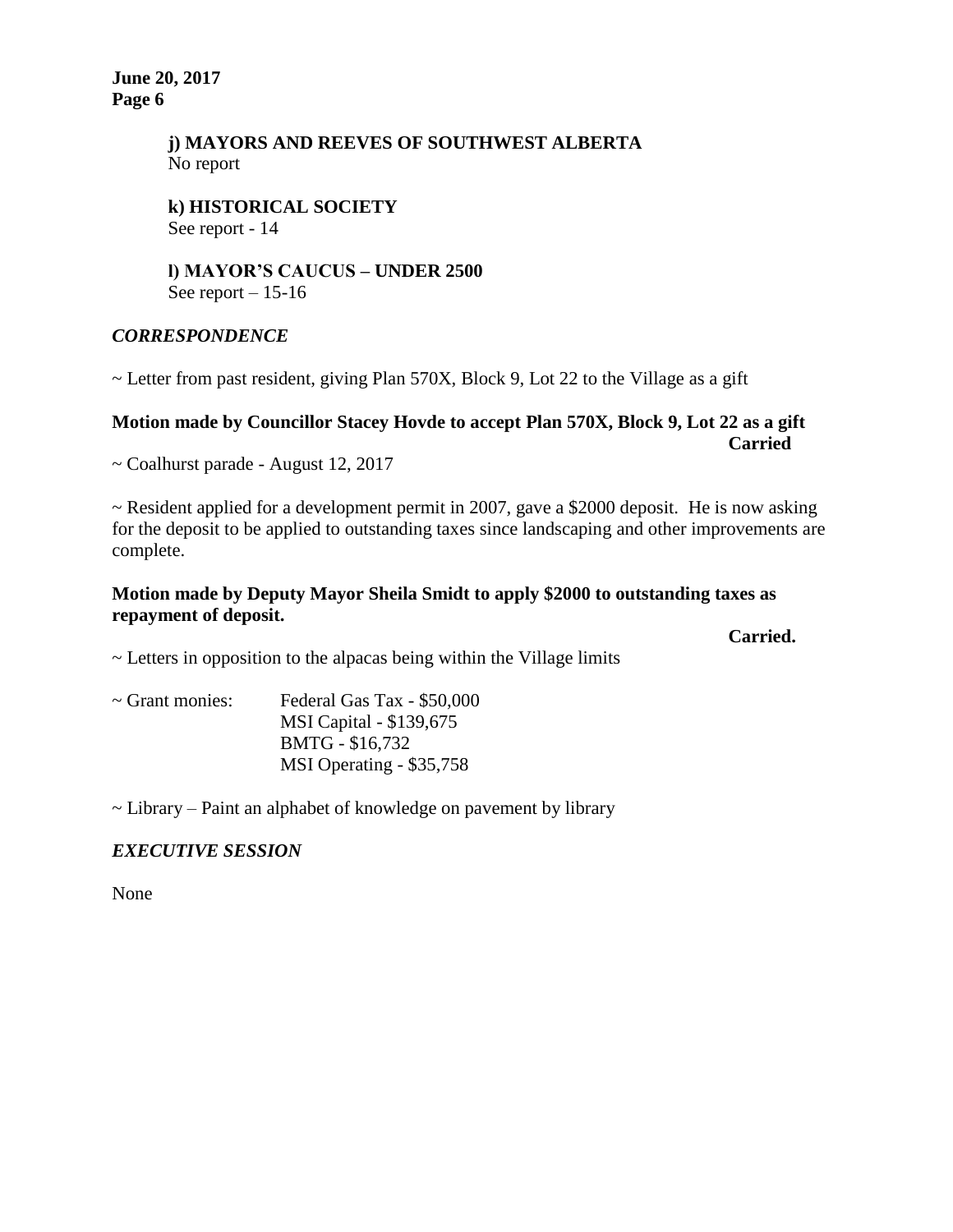**j) MAYORS AND REEVES OF SOUTHWEST ALBERTA**
No report

**k) HISTORICAL SOCIETY**
See report - 14

**l) MAYOR'S CAUCUS – UNDER 2500**
See report – 15-16

### *CORRESPONDENCE*

~ Letter from past resident, giving Plan 570X, Block 9, Lot 22 to the Village as a gift

**Motion made by Councillor Stacey Hovde to accept Plan 570X, Block 9, Lot 22 as a gift**
**Carried**

~ Coalhurst parade - August 12, 2017

~ Resident applied for a development permit in 2007, gave a $2000 deposit. He is now asking for the deposit to be applied to outstanding taxes since landscaping and other improvements are complete.

**Motion made by Deputy Mayor Sheila Smidt to apply $2000 to outstanding taxes as repayment of deposit.**
**Carried.**

~ Letters in opposition to the alpacas being within the Village limits

~ Grant monies:
- Federal Gas Tax - $50,000
- MSI Capital - $139,675
- BMTG - $16,732
- MSI Operating - $35,758

~ Library – Paint an alphabet of knowledge on pavement by library

### *EXECUTIVE SESSION*

None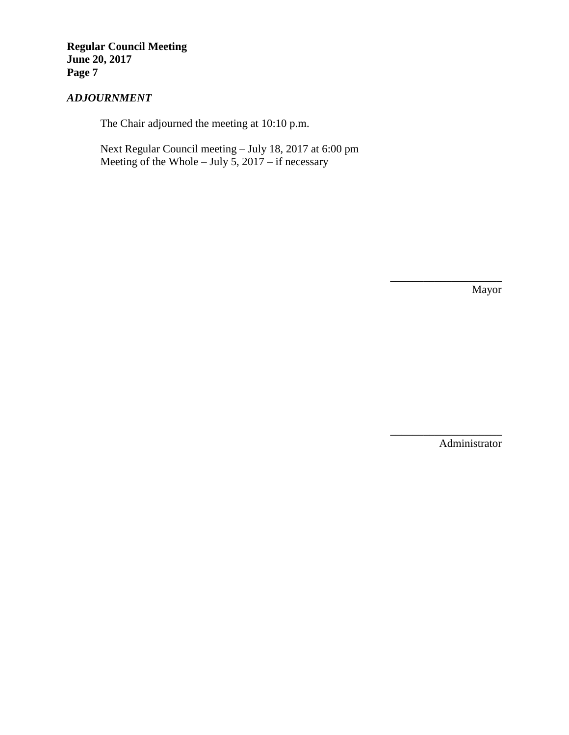***ADJOURNMENT***

The Chair adjourned the meeting at 10:10 p.m.

Next Regular Council meeting – July 18, 2017 at 6:00 pm
Meeting of the Whole – July 5, 2017 – if necessary

\_\_\_\_\_\_\_\_\_\_\_\_\_\_\_\_\_\_\_\_
Mayor

\_\_\_\_\_\_\_\_\_\_\_\_\_\_\_\_\_\_\_\_
Administrator